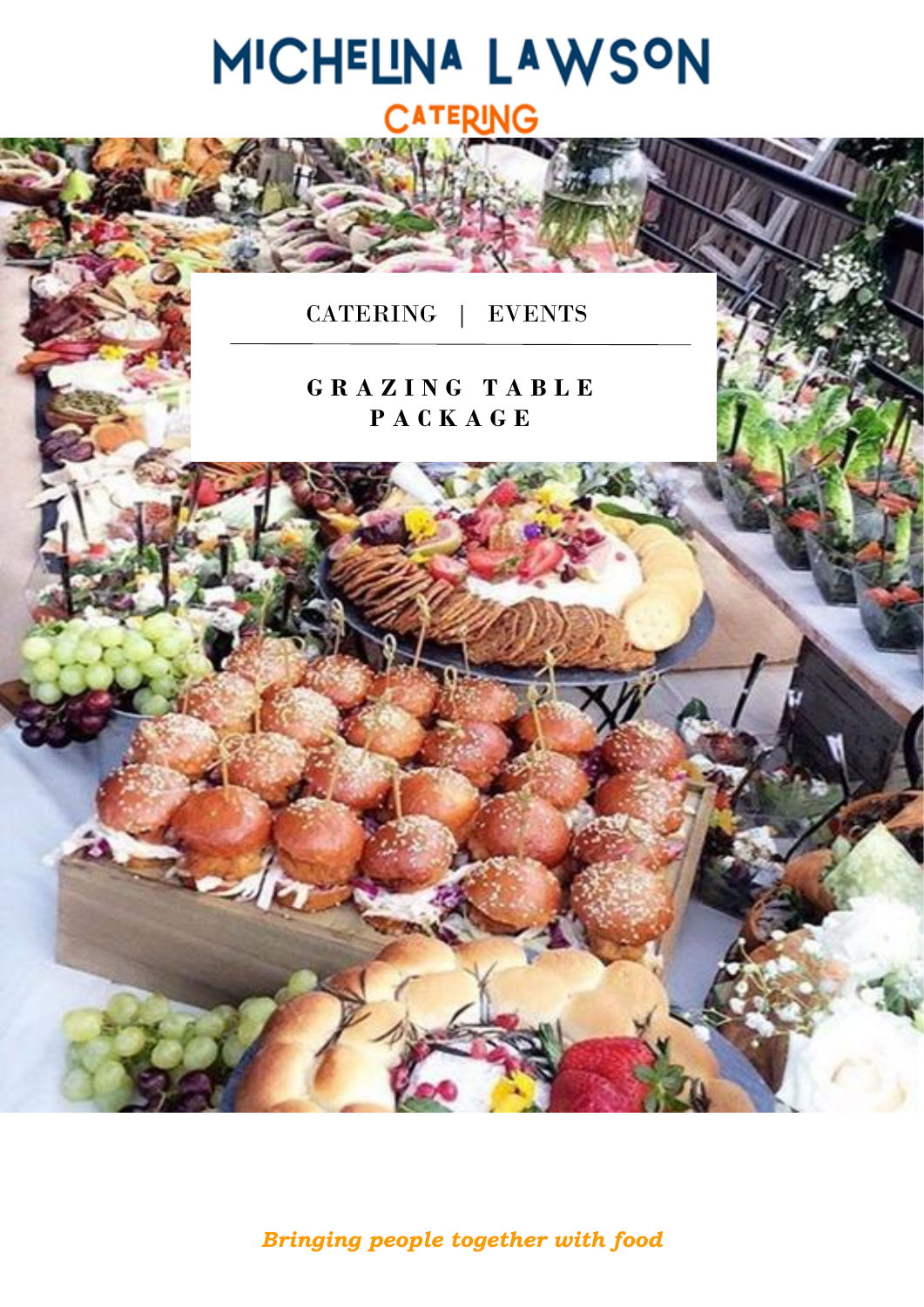# MICHELINA LAWSON CATERING

CATERING | EVENTS

## GRAZING TABLE PACKAGE

*Bringing people together with food*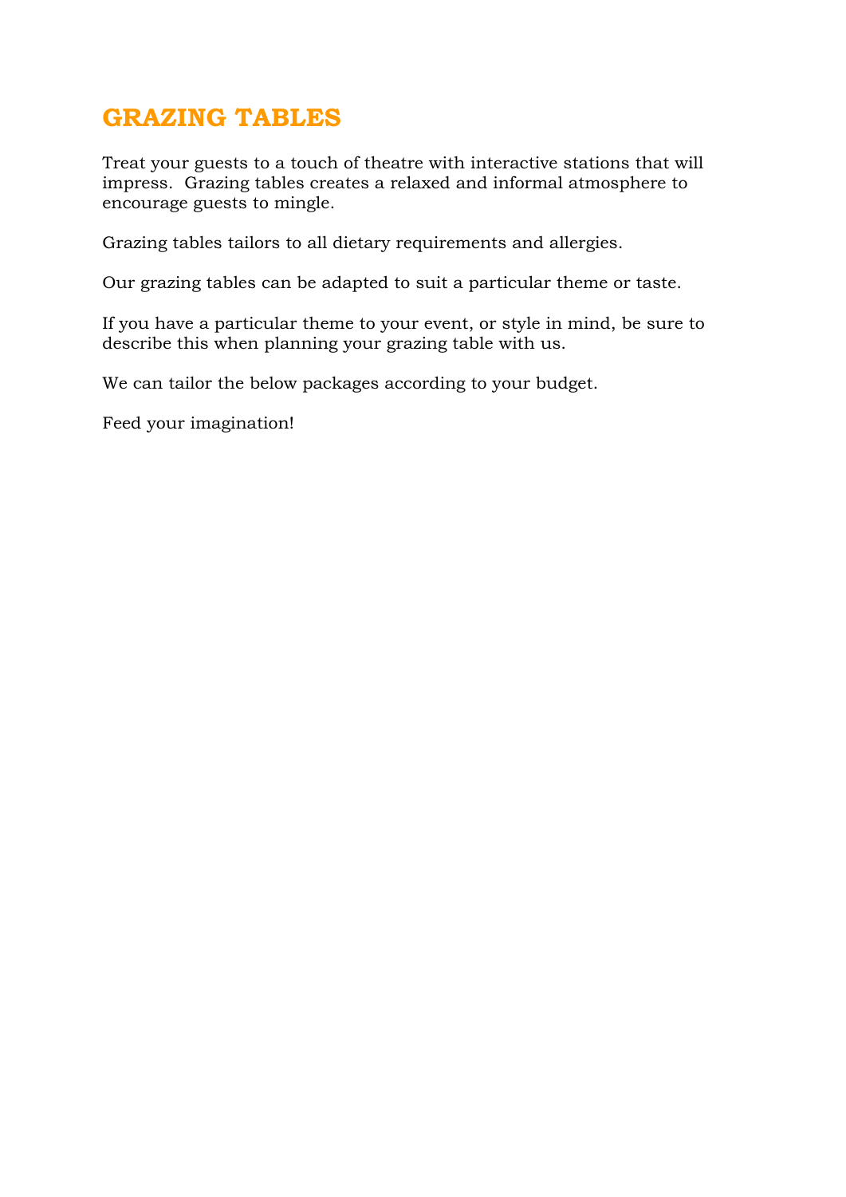# GRAZING TABLES

Treat your guests to a touch of theatre with interactive stations that will impress. Grazing tables creates a relaxed and informal atmosphere to encourage guests to mingle.

Grazing tables tailors to all dietary requirements and allergies.

Our grazing tables can be adapted to suit a particular theme or taste.

If you have a particular theme to your event, or style in mind, be sure to describe this when planning your grazing table with us.

We can tailor the below packages according to your budget.

Feed your imagination!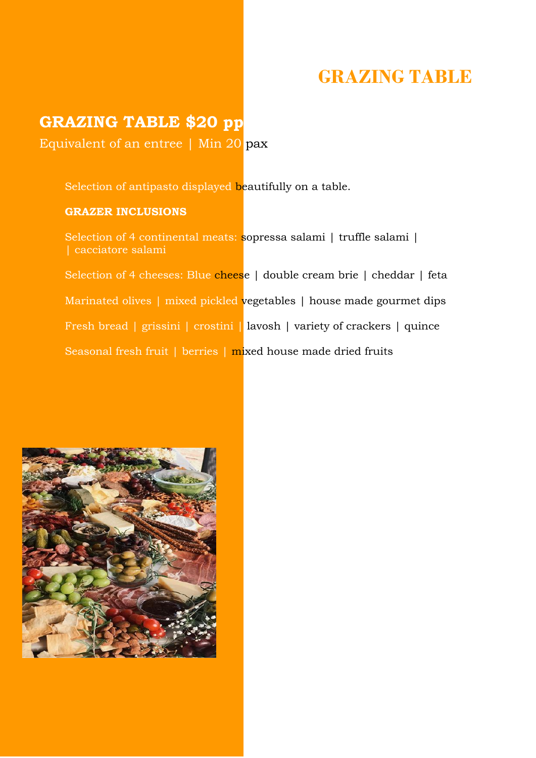# GRAZING TABLE

## GRAZING TABLE $20 pp

Equivalent of an entree | Min 20 pax

Selection of antipasto displayed beautifully on a table.

**GRAZER INCLUSIONS**

Selection of 4 continental meats: sopressa salami | truffle salami | | cacciatore salami

Selection of 4 cheeses: Blue cheese | double cream brie | cheddar | feta

Marinated olives | mixed pickled vegetables | house made gourmet dips

Fresh bread | grissini | crostini | lavosh | variety of crackers | quince

Seasonal fresh fruit | berries | mixed house made dried fruits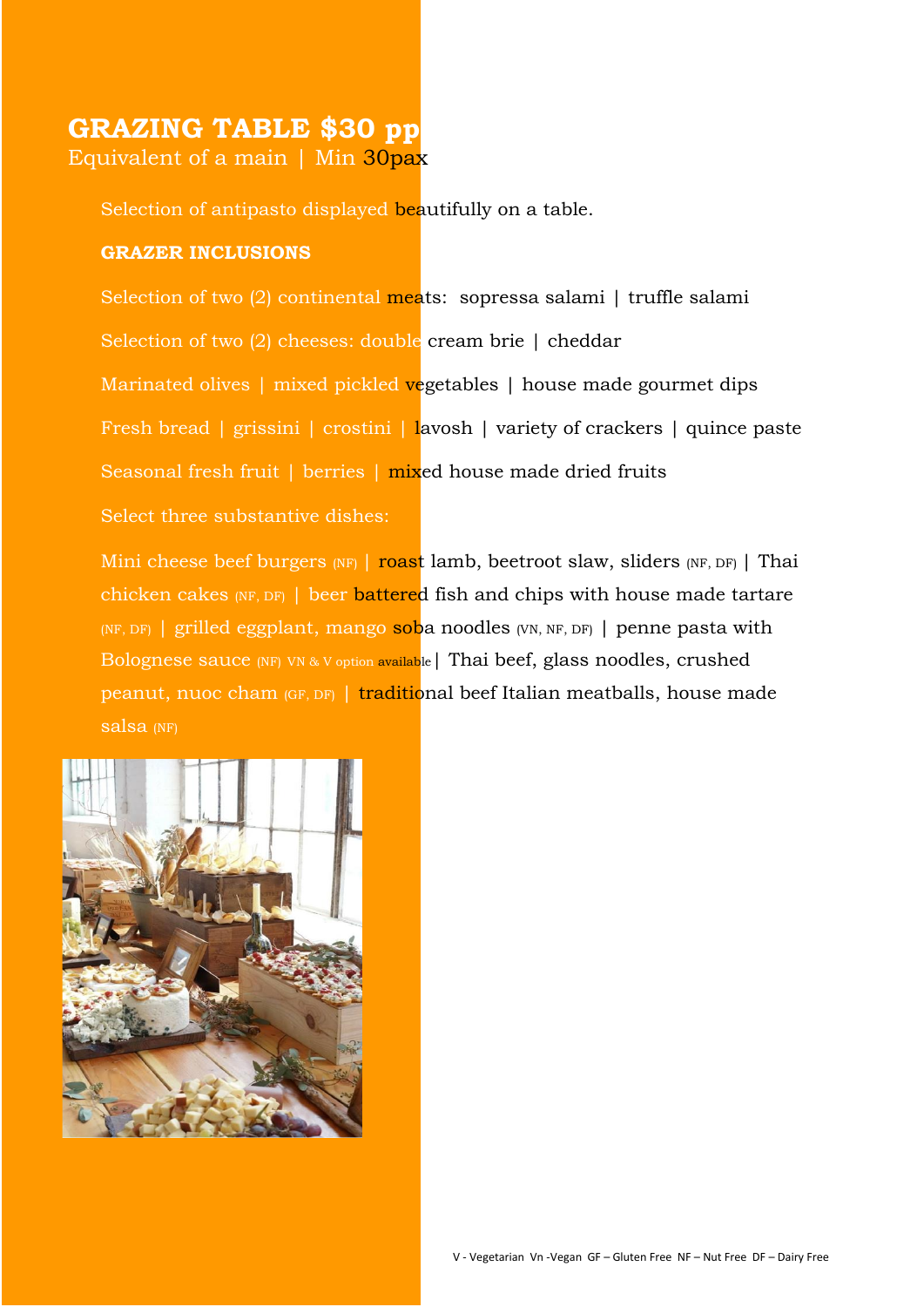## GRAZING TABLE $30 pp

Equivalent of a main | Min 30pax

Selection of antipasto displayed beautifully on a table.

**GRAZER INCLUSIONS**

Selection of two (2) continental meats: sopressa salami | truffle salami

Selection of two (2) cheeses: double cream brie | cheddar

Marinated olives | mixed pickled vegetables | house made gourmet dips

Fresh bread | grissini | crostini | lavosh | variety of crackers | quince paste

Seasonal fresh fruit | berries | mixed house made dried fruits

Select three substantive dishes:

Mini cheese beef burgers (NF) | roast lamb, beetroot slaw, sliders (NF, DF) | Thai chicken cakes (NF, DF) | beer battered fish and chips with house made tartare (NF, DF) | grilled eggplant, mango soba noodles (VN, NF, DF) | penne pasta with Bolognese sauce (NF) VN & V option available | Thai beef, glass noodles, crushed peanut, nuoc cham (GF, DF) | traditional beef Italian meatballs, house made salsa (NF)

V - Vegetarian Vn -Vegan GF – Gluten Free NF – Nut Free DF – Dairy Free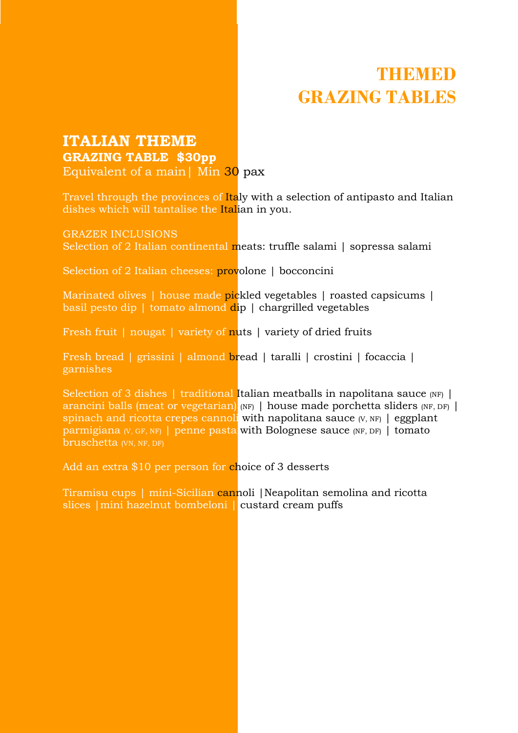# THEMED GRAZING TABLES

## ITALIAN THEME

**GRAZING TABLE $30pp**

Equivalent of a main| Min 30 pax

Travel through the provinces of Italy with a selection of antipasto and Italian dishes which will tantalise the Italian in you.

GRAZER INCLUSIONS

Selection of 2 Italian continental meats: truffle salami | sopressa salami

Selection of 2 Italian cheeses: provolone | bocconcini

Marinated olives | house made pickled vegetables | roasted capsicums | basil pesto dip | tomato almond dip | chargrilled vegetables

Fresh fruit | nougat | variety of nuts | variety of dried fruits

Fresh bread | grissini | almond bread | taralli | crostini | focaccia | garnishes

Selection of 3 dishes | traditional Italian meatballs in napolitana sauce (NF) | arancini balls (meat or vegetarian) (NF) | house made porchetta sliders (NF, DF) | spinach and ricotta crepes cannoli with napolitana sauce (V, NF) | eggplant parmigiana (V, GF, NF) | penne pasta with Bolognese sauce (NF, DF) | tomato bruschetta (VN, NF, DF)

Add an extra $10 per person for choice of 3 desserts

Tiramisu cups | mini-Sicilian cannoli |Neapolitan semolina and ricotta slices |mini hazelnut bombeloni | custard cream puffs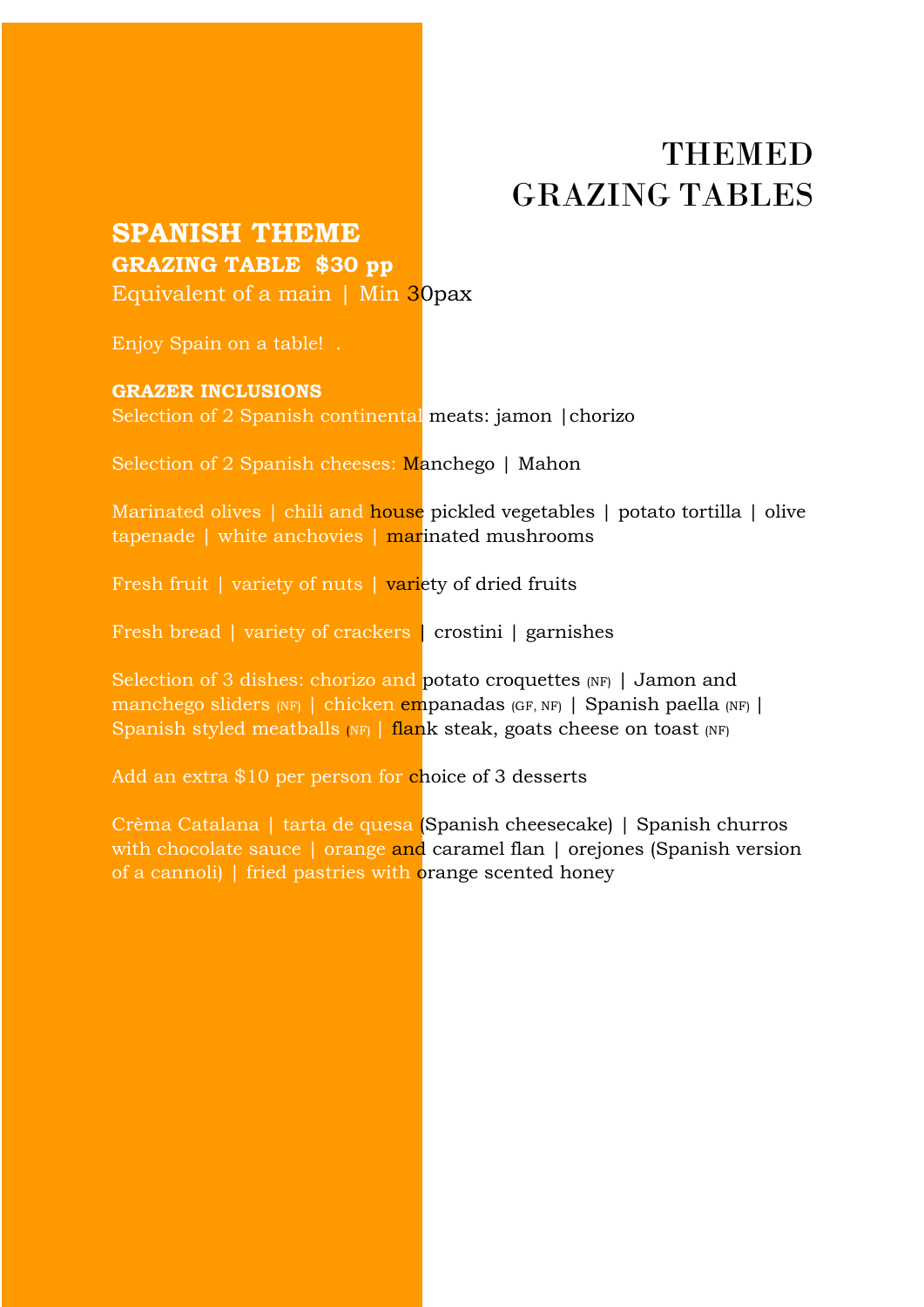# THEMED GRAZING TABLES

## SPANISH THEME

### GRAZING TABLE $30 pp

Equivalent of a main | Min 30pax

Enjoy Spain on a table! .

**GRAZER INCLUSIONS**

Selection of 2 Spanish continental meats: jamon |chorizo

Selection of 2 Spanish cheeses: Manchego | Mahon

Marinated olives | chili and house pickled vegetables | potato tortilla | olive tapenade | white anchovies | marinated mushrooms

Fresh fruit | variety of nuts | variety of dried fruits

Fresh bread | variety of crackers | crostini | garnishes

Selection of 3 dishes: chorizo and potato croquettes (NF) | Jamon and manchego sliders (NF) | chicken empanadas (GF, NF) | Spanish paella (NF) | Spanish styled meatballs (NF) | flank steak, goats cheese on toast (NF)

Add an extra $10 per person for choice of 3 desserts

Crèma Catalana | tarta de quesa (Spanish cheesecake) | Spanish churros with chocolate sauce | orange and caramel flan | orejones (Spanish version of a cannoli) | fried pastries with orange scented honey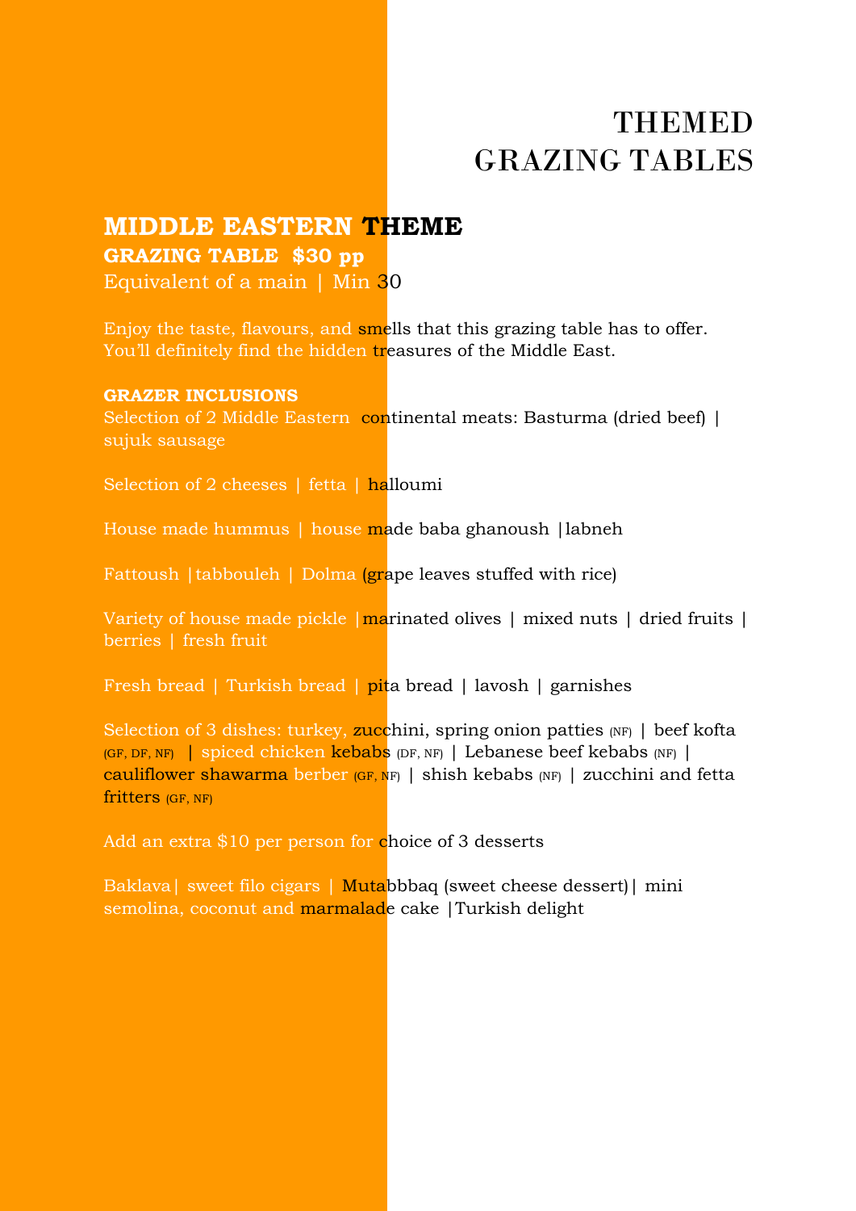# THEMED GRAZING TABLES

## MIDDLE EASTERN THEME

**GRAZING TABLE $30 pp**

Equivalent of a main | Min 30

Enjoy the taste, flavours, and smells that this grazing table has to offer. You'll definitely find the hidden treasures of the Middle East.

**GRAZER INCLUSIONS**

Selection of 2 Middle Eastern continental meats: Basturma (dried beef) | sujuk sausage

Selection of 2 cheeses | fetta | halloumi

House made hummus | house made baba ghanoush |labneh

Fattoush |tabbouleh | Dolma (grape leaves stuffed with rice)

Variety of house made pickle |marinated olives | mixed nuts | dried fruits | berries | fresh fruit

Fresh bread | Turkish bread | pita bread | lavosh | garnishes

Selection of 3 dishes: turkey, zucchini, spring onion patties (NF) | beef kofta (GF, DF, NF) | spiced chicken kebabs (DF, NF) | Lebanese beef kebabs (NF) | cauliflower shawarma berber (GF, NF) | shish kebabs (NF) | zucchini and fetta fritters (GF, NF)

Add an extra $10 per person for choice of 3 desserts

Baklava| sweet filo cigars | Mutabbbaq (sweet cheese dessert)| mini semolina, coconut and marmalade cake |Turkish delight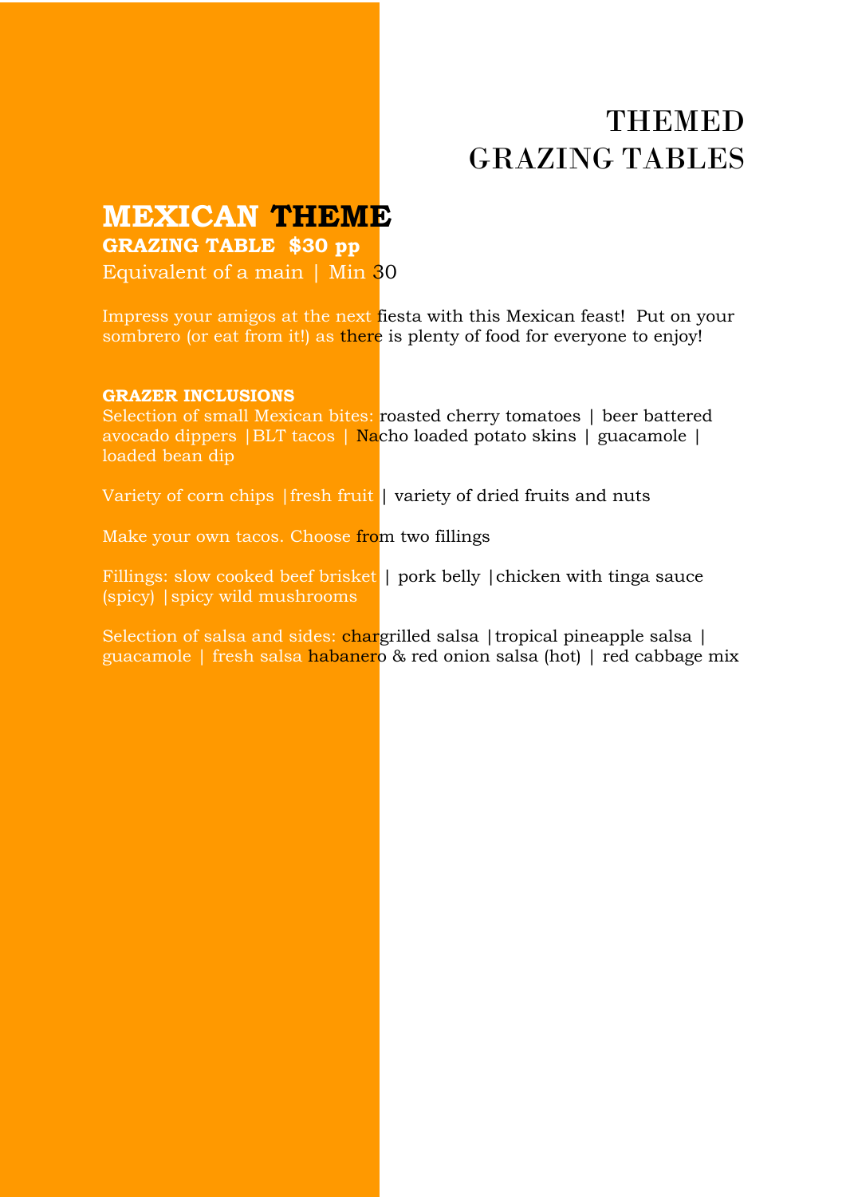# THEMED GRAZING TABLES

## MEXICAN THEME

**GRAZING TABLE $30 pp**

Equivalent of a main | Min 30

Impress your amigos at the next fiesta with this Mexican feast! Put on your sombrero (or eat from it!) as there is plenty of food for everyone to enjoy!

**GRAZER INCLUSIONS**

Selection of small Mexican bites: roasted cherry tomatoes | beer battered avocado dippers |BLT tacos | Nacho loaded potato skins | guacamole | loaded bean dip

Variety of corn chips |fresh fruit | variety of dried fruits and nuts

Make your own tacos. Choose from two fillings

Fillings: slow cooked beef brisket | pork belly |chicken with tinga sauce (spicy) |spicy wild mushrooms

Selection of salsa and sides: chargrilled salsa |tropical pineapple salsa | guacamole | fresh salsa habanero & red onion salsa (hot) | red cabbage mix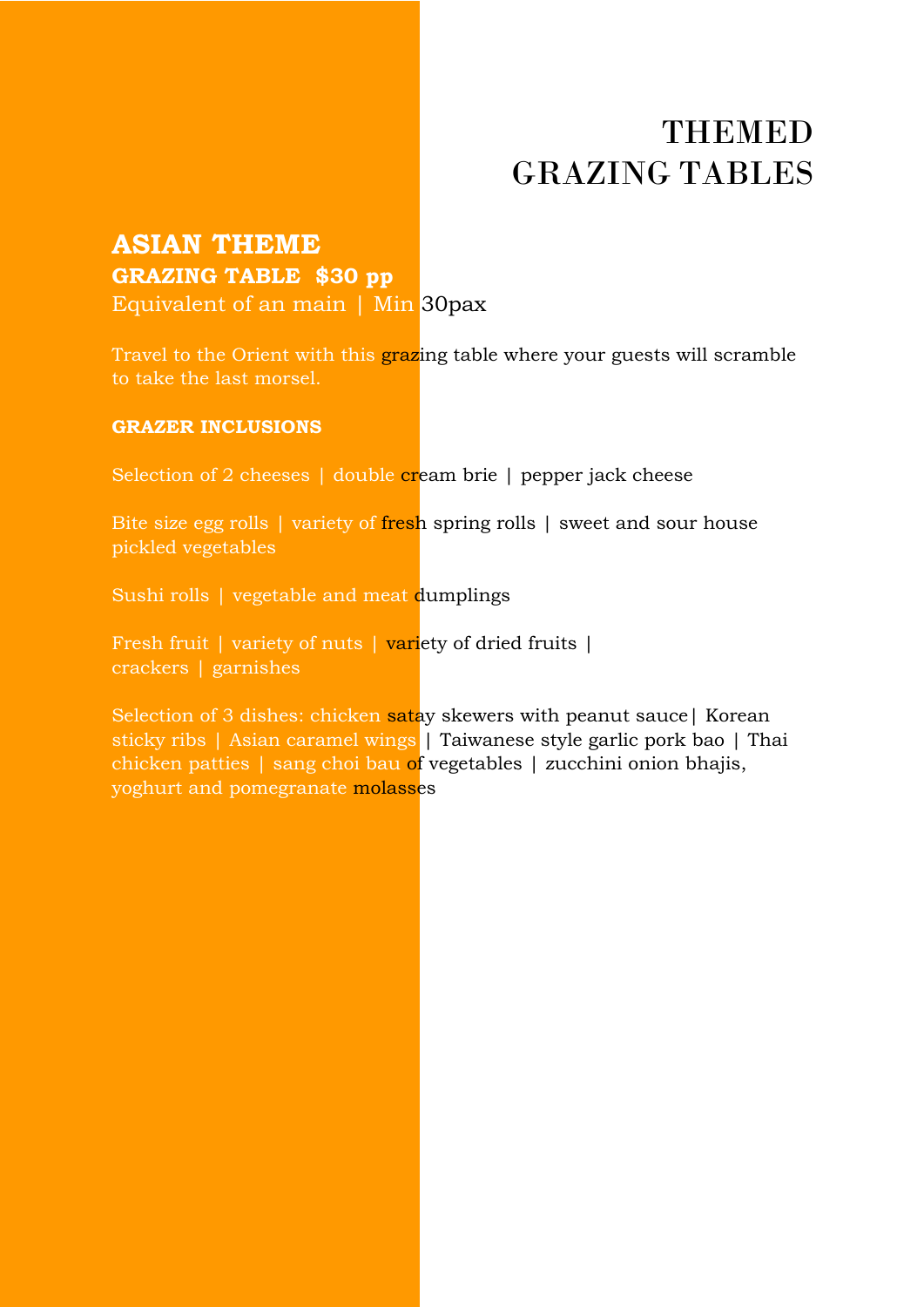# THEMED GRAZING TABLES

## ASIAN THEME

### GRAZING TABLE $30 pp

Equivalent of an main | Min 30pax

Travel to the Orient with this grazing table where your guests will scramble to take the last morsel.

**GRAZER INCLUSIONS**

Selection of 2 cheeses | double cream brie | pepper jack cheese

Bite size egg rolls | variety of fresh spring rolls | sweet and sour house pickled vegetables

Sushi rolls | vegetable and meat dumplings

Fresh fruit | variety of nuts | variety of dried fruits | crackers | garnishes

Selection of 3 dishes: chicken satay skewers with peanut sauce| Korean sticky ribs | Asian caramel wings | Taiwanese style garlic pork bao | Thai chicken patties | sang choi bau of vegetables | zucchini onion bhajis, yoghurt and pomegranate molasses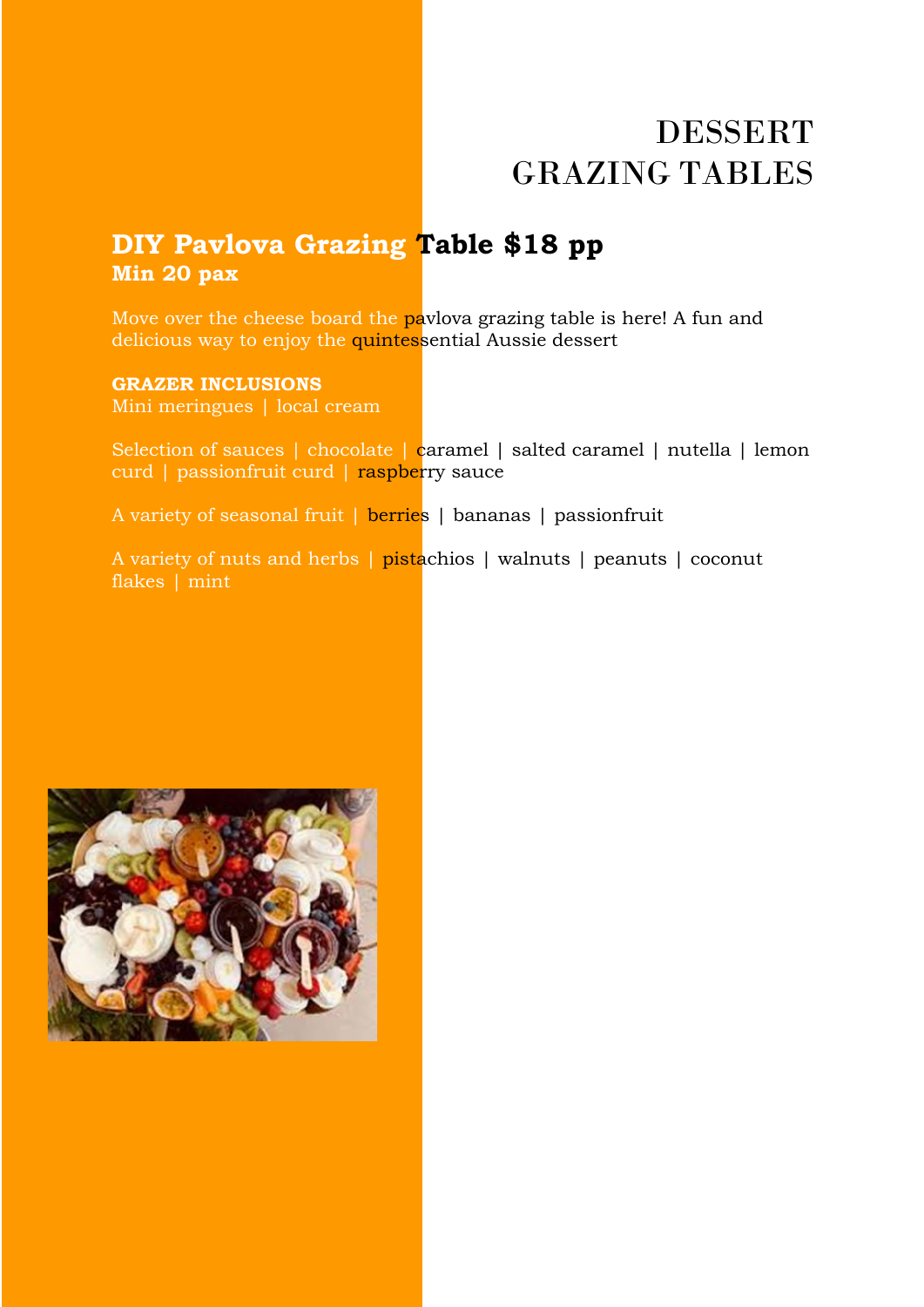# DESSERT GRAZING TABLES

## DIY Pavlova Grazing Table $18 pp

**Min 20 pax**

Move over the cheese board the pavlova grazing table is here! A fun and delicious way to enjoy the quintessential Aussie dessert

**GRAZER INCLUSIONS**

Mini meringues | local cream

Selection of sauces | chocolate | caramel | salted caramel | nutella | lemon curd | passionfruit curd | raspberry sauce

A variety of seasonal fruit | berries | bananas | passionfruit

A variety of nuts and herbs | pistachios | walnuts | peanuts | coconut flakes | mint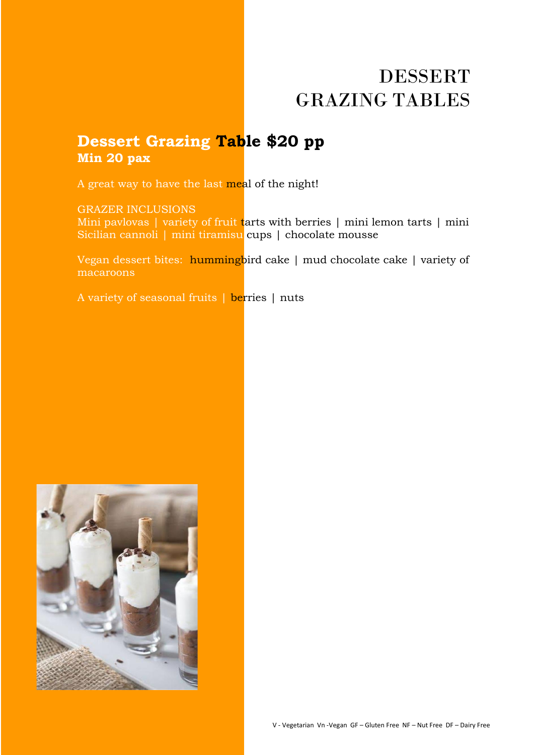# DESSERT GRAZING TABLES

## Dessert Grazing Table $20 pp
**Min 20 pax**

A great way to have the last meal of the night!

GRAZER INCLUSIONS
Mini pavlovas | variety of fruit tarts with berries | mini lemon tarts | mini Sicilian cannoli | mini tiramisu cups | chocolate mousse

Vegan dessert bites: hummingbird cake | mud chocolate cake | variety of macaroons

A variety of seasonal fruits | berries | nuts

V - Vegetarian Vn -Vegan GF – Gluten Free NF – Nut Free DF – Dairy Free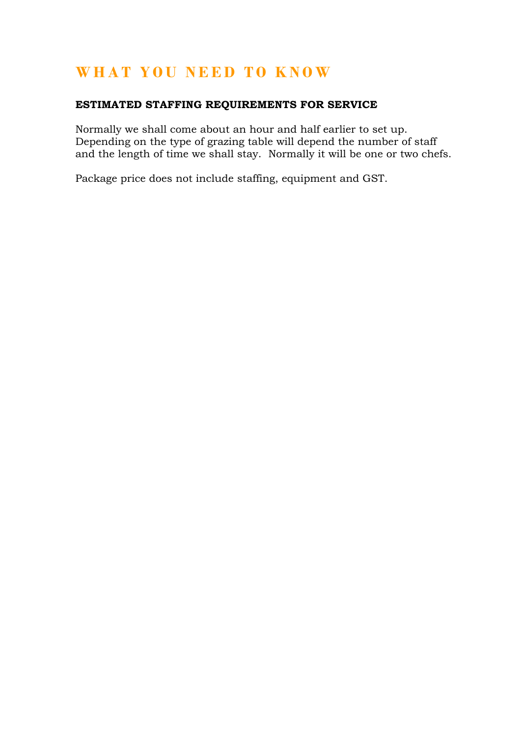# WHAT YOU NEED TO KNOW

**ESTIMATED STAFFING REQUIREMENTS FOR SERVICE**

Normally we shall come about an hour and half earlier to set up. Depending on the type of grazing table will depend the number of staff and the length of time we shall stay. Normally it will be one or two chefs.

Package price does not include staffing, equipment and GST.